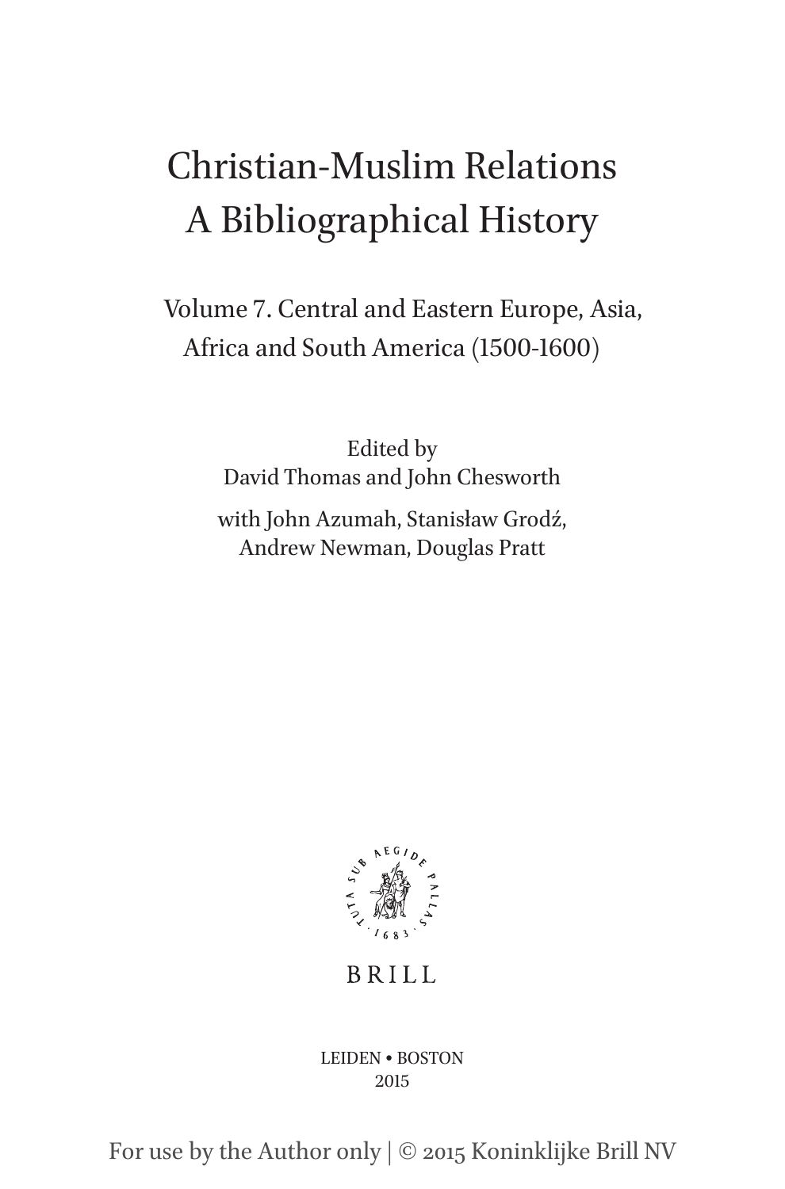# Christian-Muslim Relations
# A Bibliographical History

## Volume 7. Central and Eastern Europe, Asia, Africa and South America (1500-1600)

Edited by
David Thomas and John Chesworth

with John Azumah, Stanisław Grodź, Andrew Newman, Douglas Pratt

TUTA SUB AEGIDE PALLAS · 1683 ·

BRILL

LEIDEN • BOSTON
2015

For use by the Author only | © 2015 Koninklijke Brill NV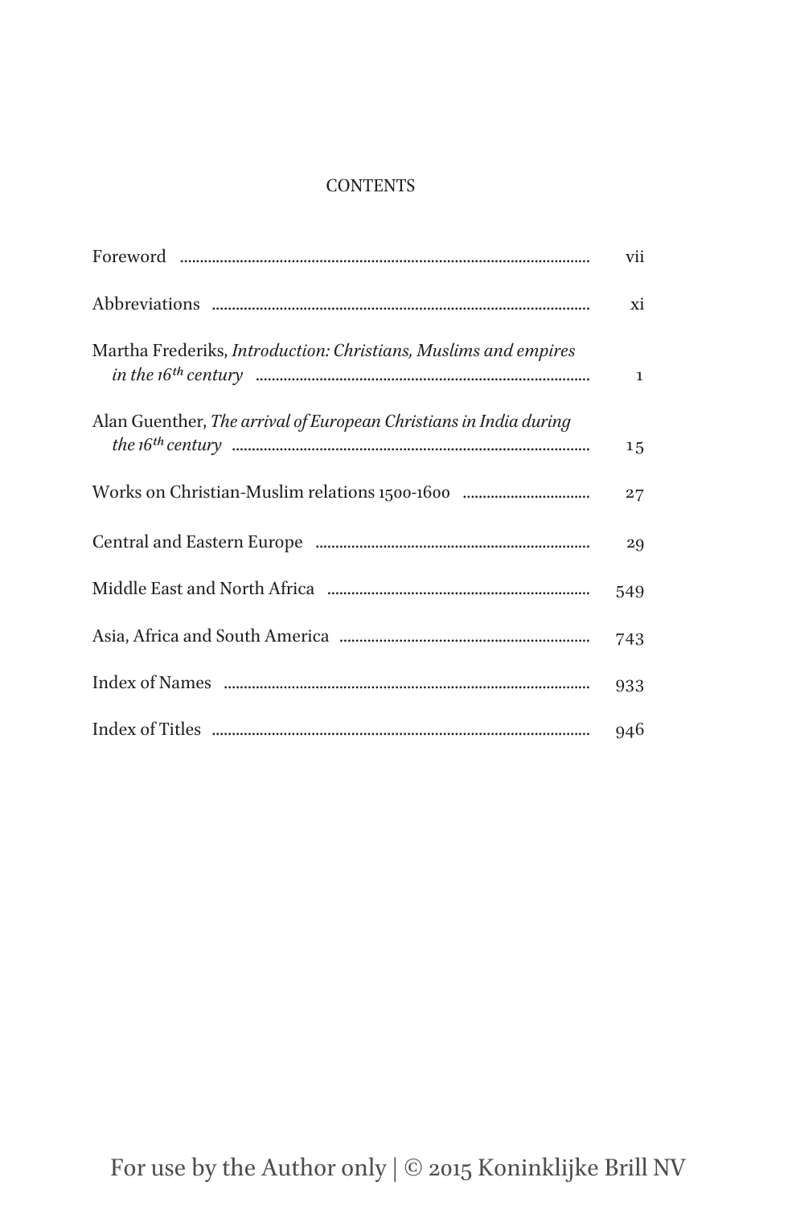# CONTENTS

| | |
|---|---|
| Foreword | vii |
| Abbreviations | xi |
| Martha Frederiks, *Introduction: Christians, Muslims and empires in the 16th century* | 1 |
| Alan Guenther, *The arrival of European Christians in India during the 16th century* | 15 |
| Works on Christian-Muslim relations 1500-1600 | 27 |
| Central and Eastern Europe | 29 |
| Middle East and North Africa | 549 |
| Asia, Africa and South America | 743 |
| Index of Names | 933 |
| Index of Titles | 946 |

For use by the Author only | © 2015 Koninklijke Brill NV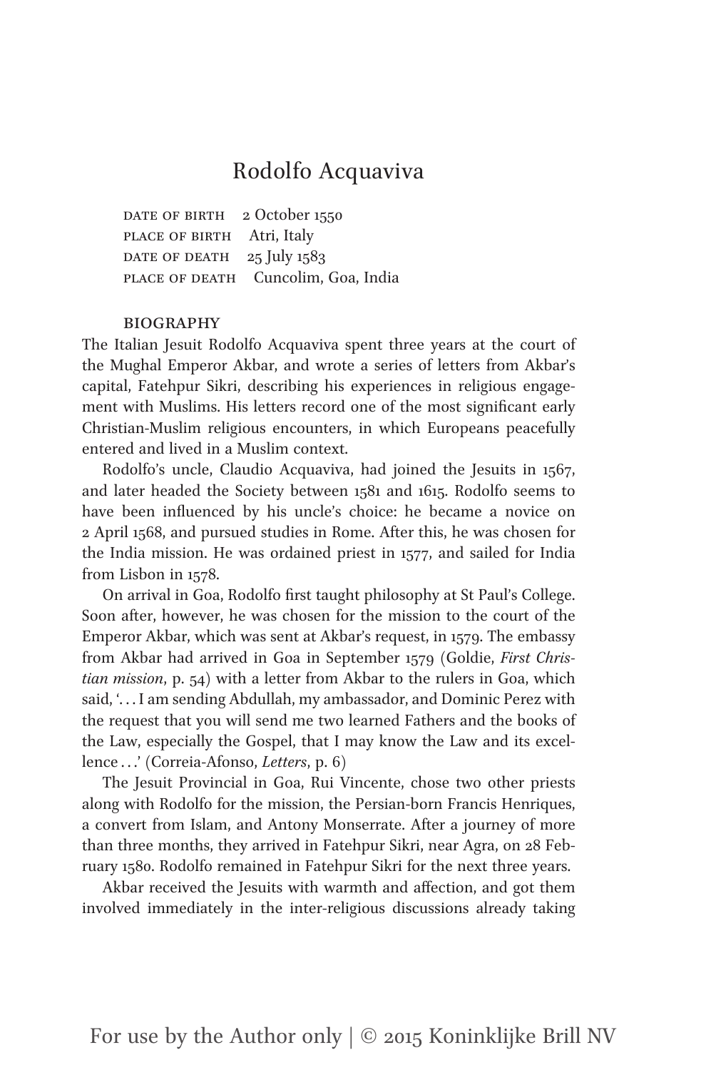# Rodolfo Acquaviva

DATE OF BIRTH 2 October 1550
PLACE OF BIRTH Atri, Italy
DATE OF DEATH 25 July 1583
PLACE OF DEATH Cuncolim, Goa, India

## BIOGRAPHY

The Italian Jesuit Rodolfo Acquaviva spent three years at the court of the Mughal Emperor Akbar, and wrote a series of letters from Akbar's capital, Fatehpur Sikri, describing his experiences in religious engagement with Muslims. His letters record one of the most significant early Christian-Muslim religious encounters, in which Europeans peacefully entered and lived in a Muslim context.

Rodolfo's uncle, Claudio Acquaviva, had joined the Jesuits in 1567, and later headed the Society between 1581 and 1615. Rodolfo seems to have been influenced by his uncle's choice: he became a novice on 2 April 1568, and pursued studies in Rome. After this, he was chosen for the India mission. He was ordained priest in 1577, and sailed for India from Lisbon in 1578.

On arrival in Goa, Rodolfo first taught philosophy at St Paul's College. Soon after, however, he was chosen for the mission to the court of the Emperor Akbar, which was sent at Akbar's request, in 1579. The embassy from Akbar had arrived in Goa in September 1579 (Goldie, *First Christian mission*, p. 54) with a letter from Akbar to the rulers in Goa, which said, '... I am sending Abdullah, my ambassador, and Dominic Perez with the request that you will send me two learned Fathers and the books of the Law, especially the Gospel, that I may know the Law and its excellence ...' (Correia-Afonso, *Letters*, p. 6)

The Jesuit Provincial in Goa, Rui Vincente, chose two other priests along with Rodolfo for the mission, the Persian-born Francis Henriques, a convert from Islam, and Antony Monserrate. After a journey of more than three months, they arrived in Fatehpur Sikri, near Agra, on 28 February 1580. Rodolfo remained in Fatehpur Sikri for the next three years.

Akbar received the Jesuits with warmth and affection, and got them involved immediately in the inter-religious discussions already taking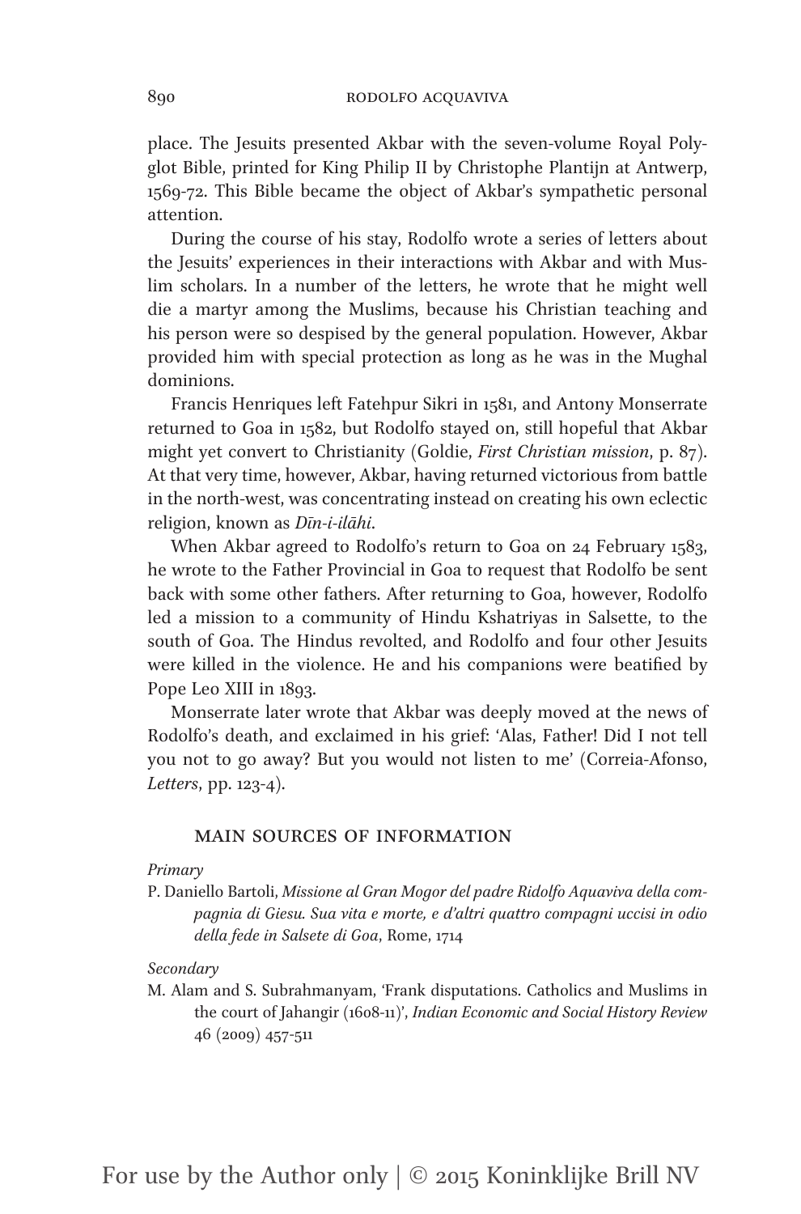place. The Jesuits presented Akbar with the seven-volume Royal Polyglot Bible, printed for King Philip II by Christophe Plantijn at Antwerp, 1569-72. This Bible became the object of Akbar's sympathetic personal attention.

During the course of his stay, Rodolfo wrote a series of letters about the Jesuits' experiences in their interactions with Akbar and with Muslim scholars. In a number of the letters, he wrote that he might well die a martyr among the Muslims, because his Christian teaching and his person were so despised by the general population. However, Akbar provided him with special protection as long as he was in the Mughal dominions.

Francis Henriques left Fatehpur Sikri in 1581, and Antony Monserrate returned to Goa in 1582, but Rodolfo stayed on, still hopeful that Akbar might yet convert to Christianity (Goldie, *First Christian mission*, p. 87). At that very time, however, Akbar, having returned victorious from battle in the north-west, was concentrating instead on creating his own eclectic religion, known as *Dīn-i-ilāhi*.

When Akbar agreed to Rodolfo's return to Goa on 24 February 1583, he wrote to the Father Provincial in Goa to request that Rodolfo be sent back with some other fathers. After returning to Goa, however, Rodolfo led a mission to a community of Hindu Kshatriyas in Salsette, to the south of Goa. The Hindus revolted, and Rodolfo and four other Jesuits were killed in the violence. He and his companions were beatified by Pope Leo XIII in 1893.

Monserrate later wrote that Akbar was deeply moved at the news of Rodolfo's death, and exclaimed in his grief: 'Alas, Father! Did I not tell you not to go away? But you would not listen to me' (Correia-Afonso, *Letters*, pp. 123-4).

## Main sources of information

*Primary*

P. Daniello Bartoli, *Missione al Gran Mogor del padre Ridolfo Aquaviva della compagnia di Giesu. Sua vita e morte, e d'altri quattro compagni uccisi in odio della fede in Salsete di Goa*, Rome, 1714

*Secondary*

M. Alam and S. Subrahmanyam, 'Frank disputations. Catholics and Muslims in the court of Jahangir (1608-11)', *Indian Economic and Social History Review* 46 (2009) 457-511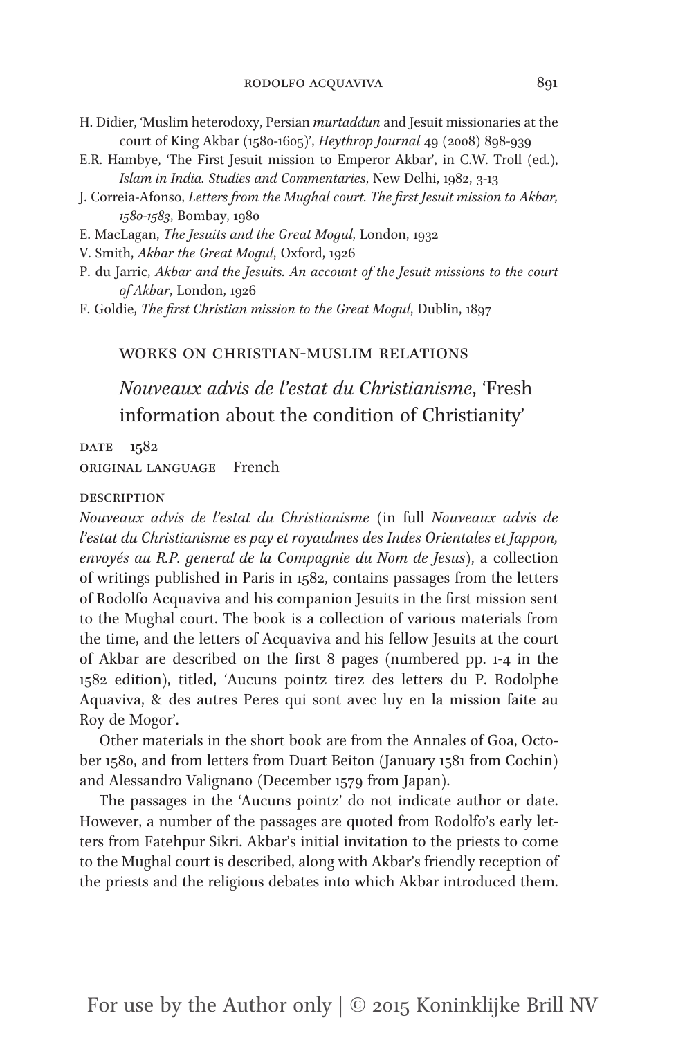H. Didier, 'Muslim heterodoxy, Persian *murtaddun* and Jesuit missionaries at the court of King Akbar (1580-1605)', *Heythrop Journal* 49 (2008) 898-939

E.R. Hambye, 'The First Jesuit mission to Emperor Akbar', in C.W. Troll (ed.), *Islam in India. Studies and Commentaries*, New Delhi, 1982, 3-13

J. Correia-Afonso, *Letters from the Mughal court. The first Jesuit mission to Akbar, 1580-1583*, Bombay, 1980

E. MacLagan, *The Jesuits and the Great Mogul*, London, 1932

V. Smith, *Akbar the Great Mogul*, Oxford, 1926

P. du Jarric, *Akbar and the Jesuits. An account of the Jesuit missions to the court of Akbar*, London, 1926

F. Goldie, *The first Christian mission to the Great Mogul*, Dublin, 1897

## WORKS ON CHRISTIAN-MUSLIM RELATIONS

### *Nouveaux advis de l'estat du Christianisme*, 'Fresh information about the condition of Christianity'

DATE 1582

ORIGINAL LANGUAGE French

DESCRIPTION

*Nouveaux advis de l'estat du Christianisme* (in full *Nouveaux advis de l'estat du Christianisme es pay et royaulmes des Indes Orientales et Jappon, envoyés au R.P. general de la Compagnie du Nom de Jesus*), a collection of writings published in Paris in 1582, contains passages from the letters of Rodolfo Acquaviva and his companion Jesuits in the first mission sent to the Mughal court. The book is a collection of various materials from the time, and the letters of Acquaviva and his fellow Jesuits at the court of Akbar are described on the first 8 pages (numbered pp. 1-4 in the 1582 edition), titled, 'Aucuns pointz tirez des letters du P. Rodolphe Aquaviva, & des autres Peres qui sont avec luy en la mission faite au Roy de Mogor'.

Other materials in the short book are from the Annales of Goa, October 1580, and from letters from Duart Beiton (January 1581 from Cochin) and Alessandro Valignano (December 1579 from Japan).

The passages in the 'Aucuns pointz' do not indicate author or date. However, a number of the passages are quoted from Rodolfo's early letters from Fatehpur Sikri. Akbar's initial invitation to the priests to come to the Mughal court is described, along with Akbar's friendly reception of the priests and the religious debates into which Akbar introduced them.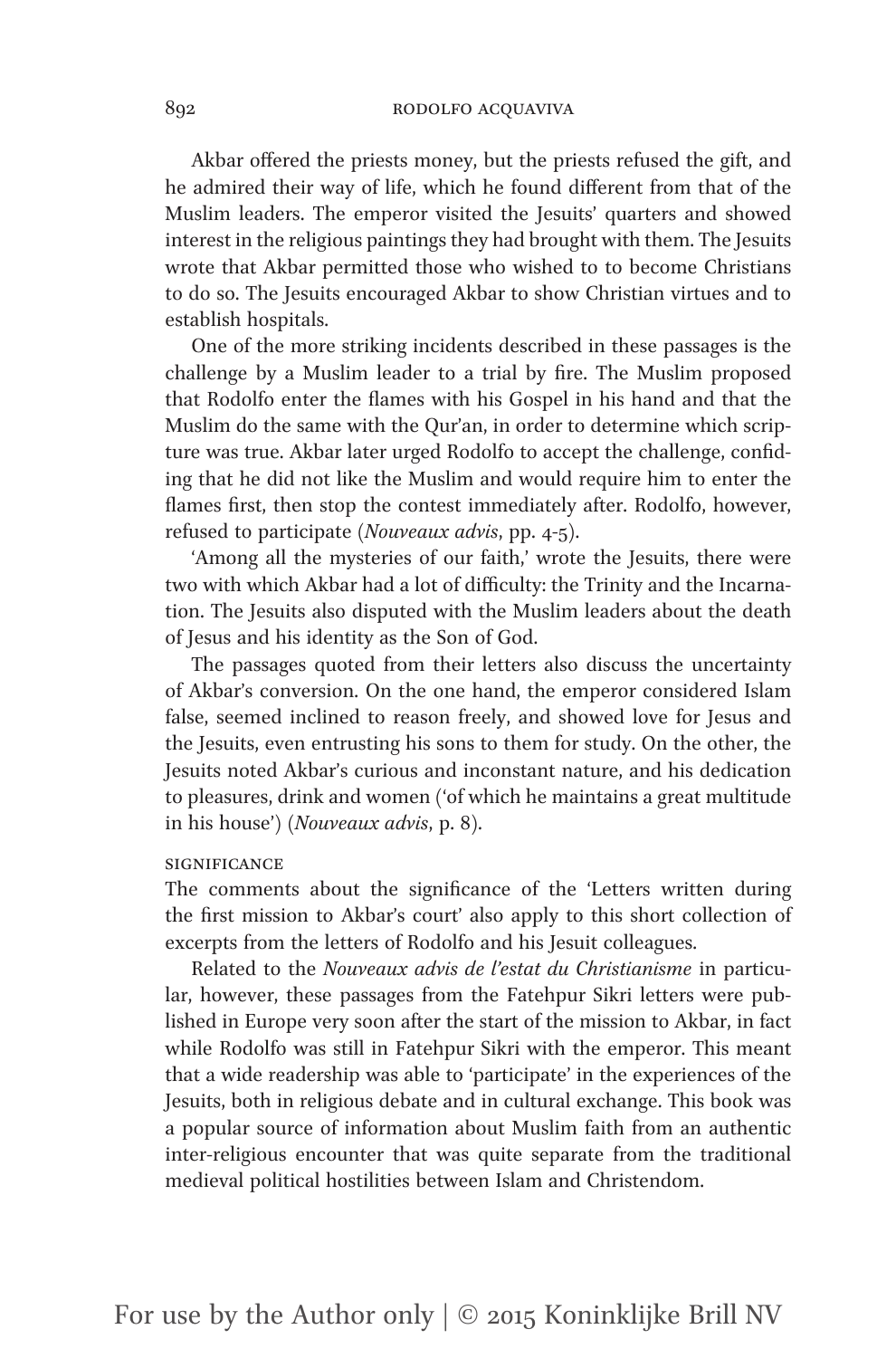Akbar offered the priests money, but the priests refused the gift, and he admired their way of life, which he found different from that of the Muslim leaders. The emperor visited the Jesuits' quarters and showed interest in the religious paintings they had brought with them. The Jesuits wrote that Akbar permitted those who wished to to become Christians to do so. The Jesuits encouraged Akbar to show Christian virtues and to establish hospitals.

One of the more striking incidents described in these passages is the challenge by a Muslim leader to a trial by fire. The Muslim proposed that Rodolfo enter the flames with his Gospel in his hand and that the Muslim do the same with the Qur'an, in order to determine which scripture was true. Akbar later urged Rodolfo to accept the challenge, confiding that he did not like the Muslim and would require him to enter the flames first, then stop the contest immediately after. Rodolfo, however, refused to participate (*Nouveaux advis*, pp. 4-5).

'Among all the mysteries of our faith,' wrote the Jesuits, there were two with which Akbar had a lot of difficulty: the Trinity and the Incarnation. The Jesuits also disputed with the Muslim leaders about the death of Jesus and his identity as the Son of God.

The passages quoted from their letters also discuss the uncertainty of Akbar's conversion. On the one hand, the emperor considered Islam false, seemed inclined to reason freely, and showed love for Jesus and the Jesuits, even entrusting his sons to them for study. On the other, the Jesuits noted Akbar's curious and inconstant nature, and his dedication to pleasures, drink and women ('of which he maintains a great multitude in his house') (*Nouveaux advis*, p. 8).

## SIGNIFICANCE

The comments about the significance of the 'Letters written during the first mission to Akbar's court' also apply to this short collection of excerpts from the letters of Rodolfo and his Jesuit colleagues.

Related to the *Nouveaux advis de l'estat du Christianisme* in particular, however, these passages from the Fatehpur Sikri letters were published in Europe very soon after the start of the mission to Akbar, in fact while Rodolfo was still in Fatehpur Sikri with the emperor. This meant that a wide readership was able to 'participate' in the experiences of the Jesuits, both in religious debate and in cultural exchange. This book was a popular source of information about Muslim faith from an authentic inter-religious encounter that was quite separate from the traditional medieval political hostilities between Islam and Christendom.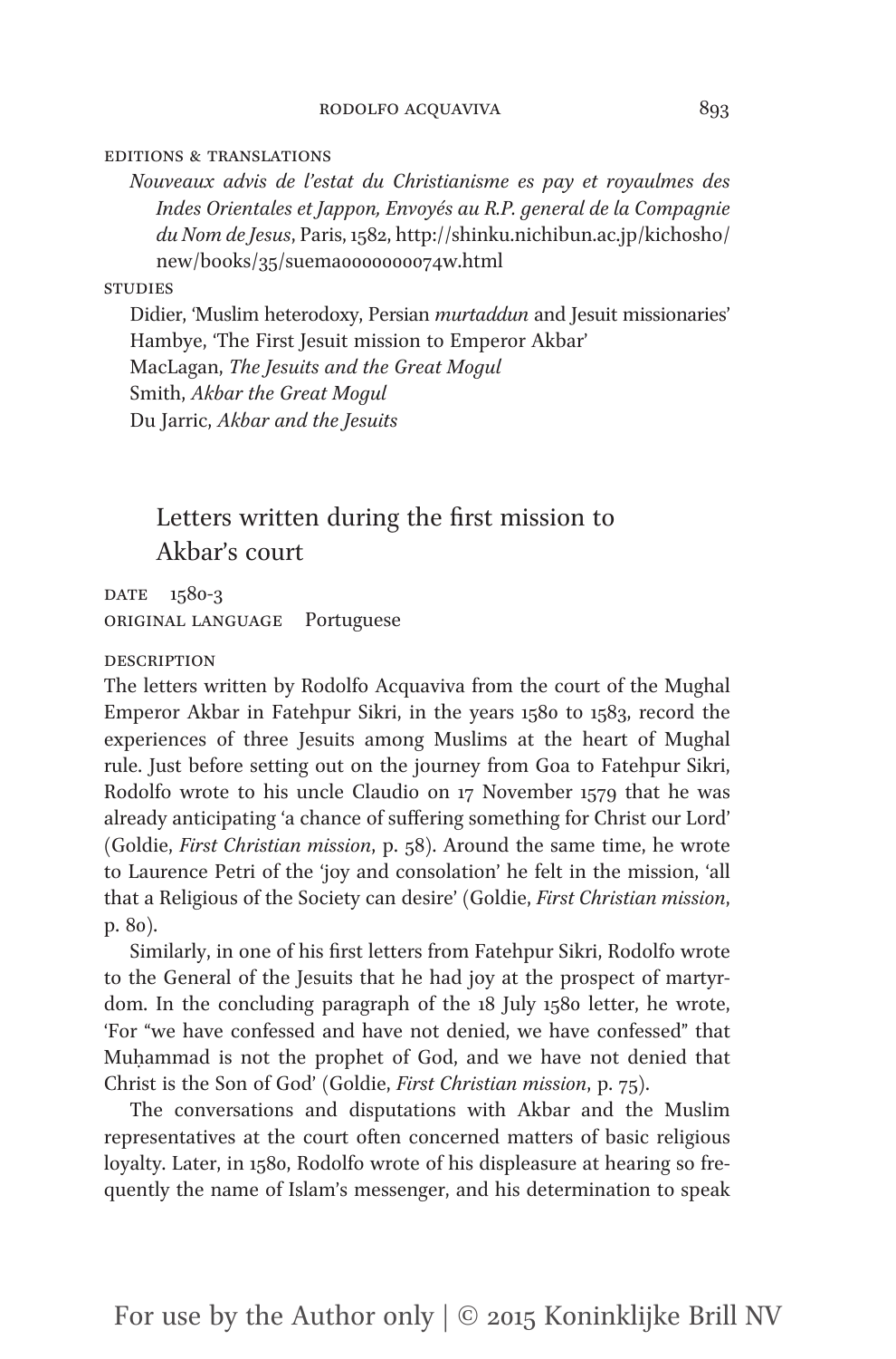EDITIONS & TRANSLATIONS

*Nouveaux advis de l'estat du Christianisme es pay et royaulmes des Indes Orientales et Jappon, Envoyés au R.P. general de la Compagnie du Nom de Jesus*, Paris, 1582, http://shinku.nichibun.ac.jp/kichosho/new/books/35/suema0000000074w.html

STUDIES

Didier, 'Muslim heterodoxy, Persian *murtaddun* and Jesuit missionaries'
Hambye, 'The First Jesuit mission to Emperor Akbar'
MacLagan, *The Jesuits and the Great Mogul*
Smith, *Akbar the Great Mogul*
Du Jarric, *Akbar and the Jesuits*

## Letters written during the first mission to Akbar's court

DATE 1580-3
ORIGINAL LANGUAGE Portuguese

DESCRIPTION

The letters written by Rodolfo Acquaviva from the court of the Mughal Emperor Akbar in Fatehpur Sikri, in the years 1580 to 1583, record the experiences of three Jesuits among Muslims at the heart of Mughal rule. Just before setting out on the journey from Goa to Fatehpur Sikri, Rodolfo wrote to his uncle Claudio on 17 November 1579 that he was already anticipating 'a chance of suffering something for Christ our Lord' (Goldie, *First Christian mission*, p. 58). Around the same time, he wrote to Laurence Petri of the 'joy and consolation' he felt in the mission, 'all that a Religious of the Society can desire' (Goldie, *First Christian mission*, p. 80).

Similarly, in one of his first letters from Fatehpur Sikri, Rodolfo wrote to the General of the Jesuits that he had joy at the prospect of martyrdom. In the concluding paragraph of the 18 July 1580 letter, he wrote, 'For "we have confessed and have not denied, we have confessed" that Muḥammad is not the prophet of God, and we have not denied that Christ is the Son of God' (Goldie, *First Christian mission*, p. 75).

The conversations and disputations with Akbar and the Muslim representatives at the court often concerned matters of basic religious loyalty. Later, in 1580, Rodolfo wrote of his displeasure at hearing so frequently the name of Islam's messenger, and his determination to speak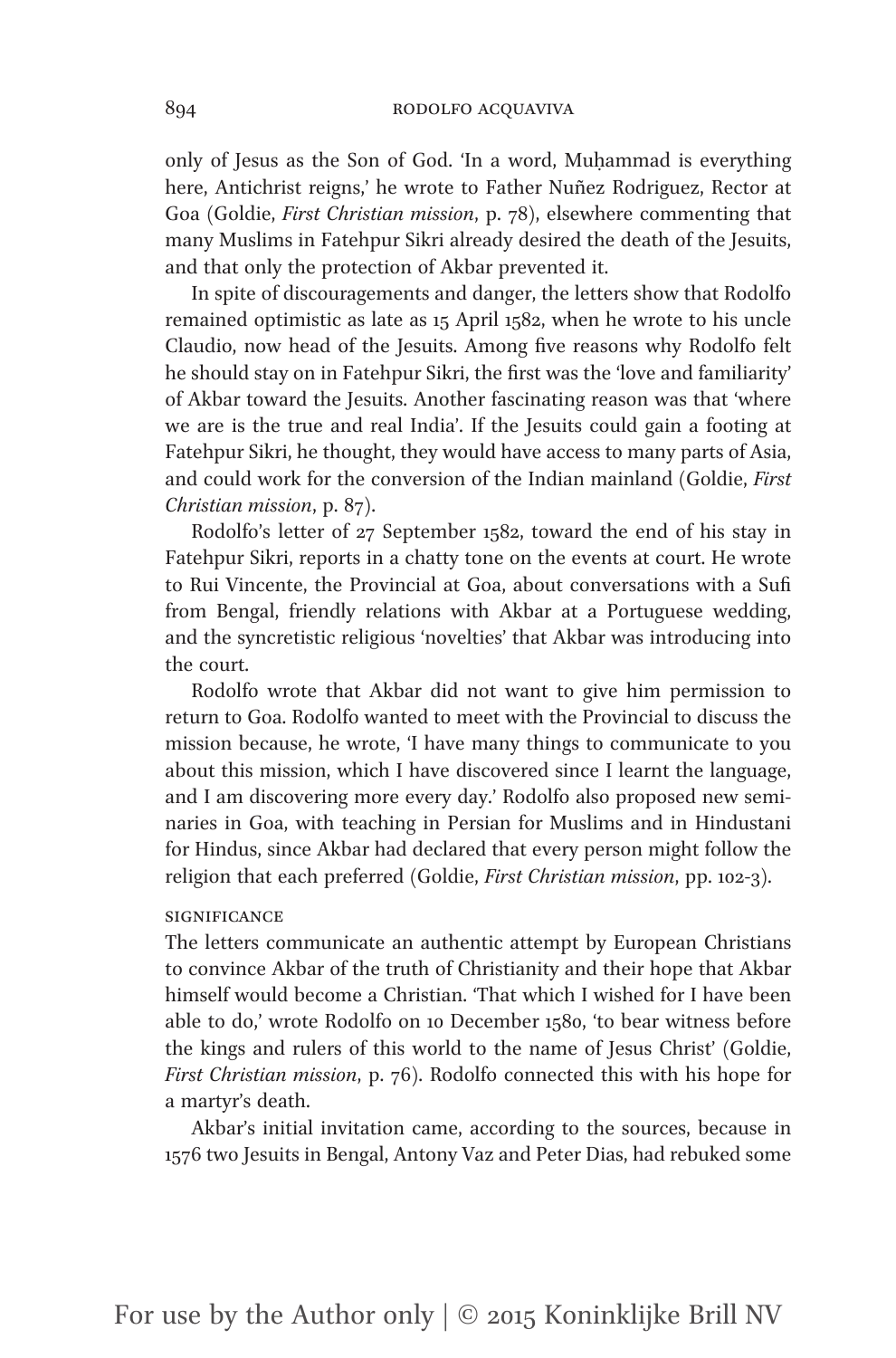only of Jesus as the Son of God. 'In a word, Muḥammad is everything here, Antichrist reigns,' he wrote to Father Nuñez Rodriguez, Rector at Goa (Goldie, *First Christian mission*, p. 78), elsewhere commenting that many Muslims in Fatehpur Sikri already desired the death of the Jesuits, and that only the protection of Akbar prevented it.

In spite of discouragements and danger, the letters show that Rodolfo remained optimistic as late as 15 April 1582, when he wrote to his uncle Claudio, now head of the Jesuits. Among five reasons why Rodolfo felt he should stay on in Fatehpur Sikri, the first was the 'love and familiarity' of Akbar toward the Jesuits. Another fascinating reason was that 'where we are is the true and real India'. If the Jesuits could gain a footing at Fatehpur Sikri, he thought, they would have access to many parts of Asia, and could work for the conversion of the Indian mainland (Goldie, *First Christian mission*, p. 87).

Rodolfo's letter of 27 September 1582, toward the end of his stay in Fatehpur Sikri, reports in a chatty tone on the events at court. He wrote to Rui Vincente, the Provincial at Goa, about conversations with a Sufi from Bengal, friendly relations with Akbar at a Portuguese wedding, and the syncretistic religious 'novelties' that Akbar was introducing into the court.

Rodolfo wrote that Akbar did not want to give him permission to return to Goa. Rodolfo wanted to meet with the Provincial to discuss the mission because, he wrote, 'I have many things to communicate to you about this mission, which I have discovered since I learnt the language, and I am discovering more every day.' Rodolfo also proposed new seminaries in Goa, with teaching in Persian for Muslims and in Hindustani for Hindus, since Akbar had declared that every person might follow the religion that each preferred (Goldie, *First Christian mission*, pp. 102-3).

SIGNIFICANCE

The letters communicate an authentic attempt by European Christians to convince Akbar of the truth of Christianity and their hope that Akbar himself would become a Christian. 'That which I wished for I have been able to do,' wrote Rodolfo on 10 December 1580, 'to bear witness before the kings and rulers of this world to the name of Jesus Christ' (Goldie, *First Christian mission*, p. 76). Rodolfo connected this with his hope for a martyr's death.

Akbar's initial invitation came, according to the sources, because in 1576 two Jesuits in Bengal, Antony Vaz and Peter Dias, had rebuked some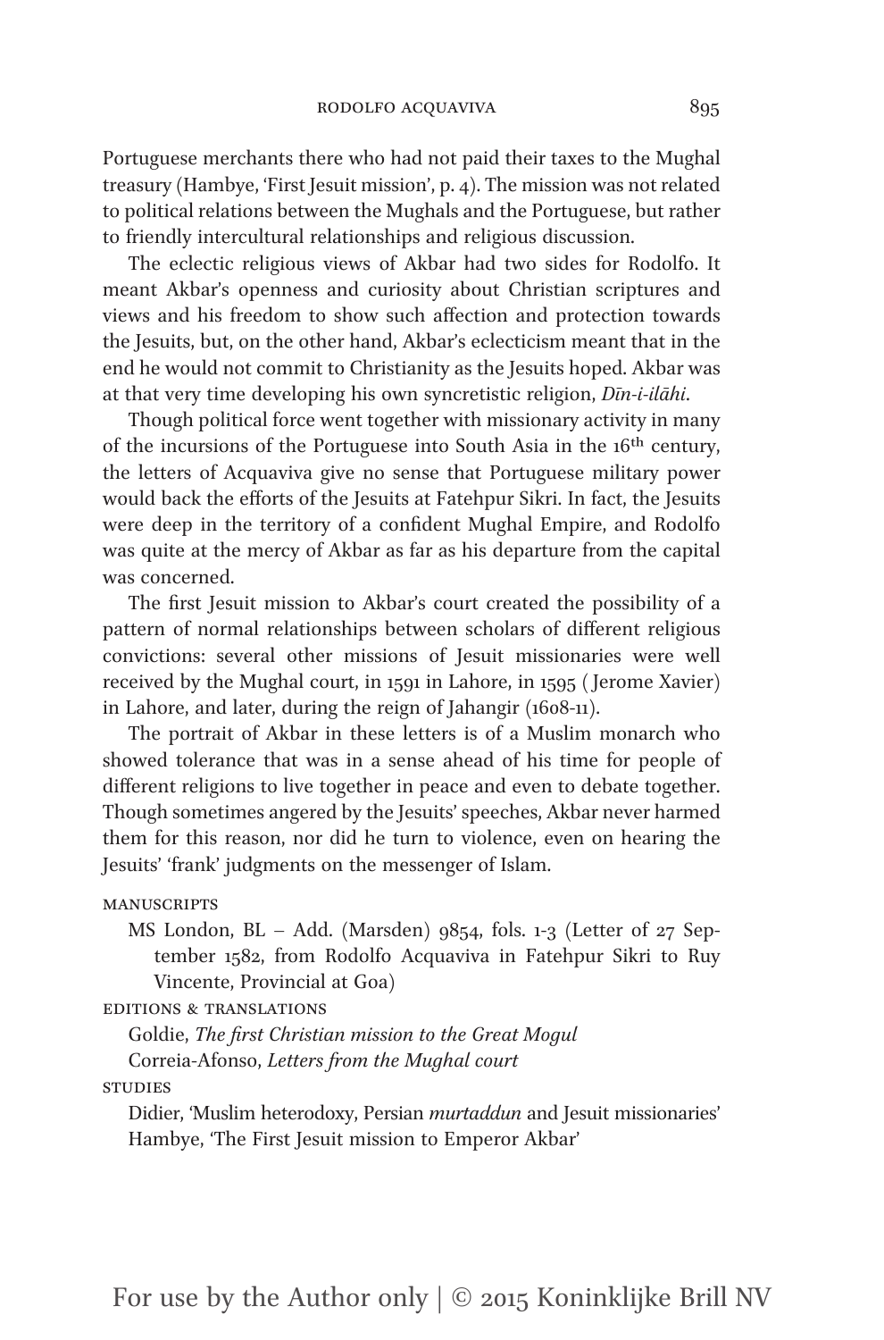Portuguese merchants there who had not paid their taxes to the Mughal treasury (Hambye, 'First Jesuit mission', p. 4). The mission was not related to political relations between the Mughals and the Portuguese, but rather to friendly intercultural relationships and religious discussion.

The eclectic religious views of Akbar had two sides for Rodolfo. It meant Akbar's openness and curiosity about Christian scriptures and views and his freedom to show such affection and protection towards the Jesuits, but, on the other hand, Akbar's eclecticism meant that in the end he would not commit to Christianity as the Jesuits hoped. Akbar was at that very time developing his own syncretistic religion, *Dīn-i-ilāhi*.

Though political force went together with missionary activity in many of the incursions of the Portuguese into South Asia in the 16th century, the letters of Acquaviva give no sense that Portuguese military power would back the efforts of the Jesuits at Fatehpur Sikri. In fact, the Jesuits were deep in the territory of a confident Mughal Empire, and Rodolfo was quite at the mercy of Akbar as far as his departure from the capital was concerned.

The first Jesuit mission to Akbar's court created the possibility of a pattern of normal relationships between scholars of different religious convictions: several other missions of Jesuit missionaries were well received by the Mughal court, in 1591 in Lahore, in 1595 (Jerome Xavier) in Lahore, and later, during the reign of Jahangir (1608-11).

The portrait of Akbar in these letters is of a Muslim monarch who showed tolerance that was in a sense ahead of his time for people of different religions to live together in peace and even to debate together. Though sometimes angered by the Jesuits' speeches, Akbar never harmed them for this reason, nor did he turn to violence, even on hearing the Jesuits' 'frank' judgments on the messenger of Islam.

MANUSCRIPTS

MS London, BL – Add. (Marsden) 9854, fols. 1-3 (Letter of 27 September 1582, from Rodolfo Acquaviva in Fatehpur Sikri to Ruy Vincente, Provincial at Goa)

EDITIONS & TRANSLATIONS

Goldie, *The first Christian mission to the Great Mogul*

Correia-Afonso, *Letters from the Mughal court*

STUDIES

Didier, 'Muslim heterodoxy, Persian *murtaddun* and Jesuit missionaries'

Hambye, 'The First Jesuit mission to Emperor Akbar'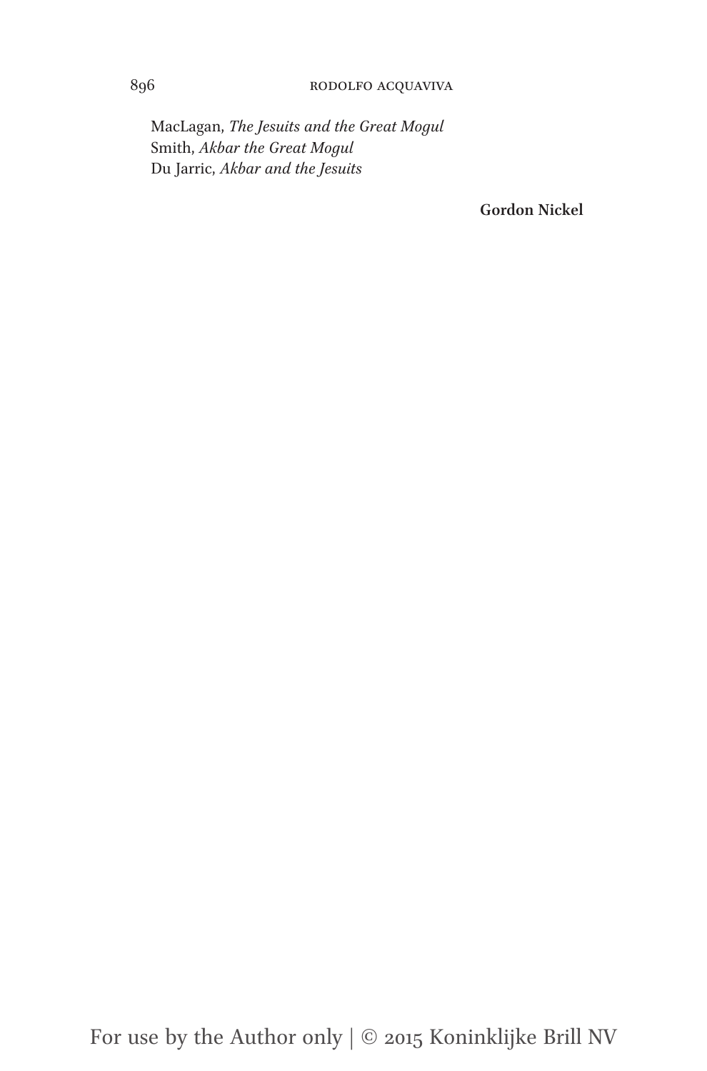MacLagan, *The Jesuits and the Great Mogul*
Smith, *Akbar the Great Mogul*
Du Jarric, *Akbar and the Jesuits*

**Gordon Nickel**

For use by the Author only | © 2015 Koninklijke Brill NV